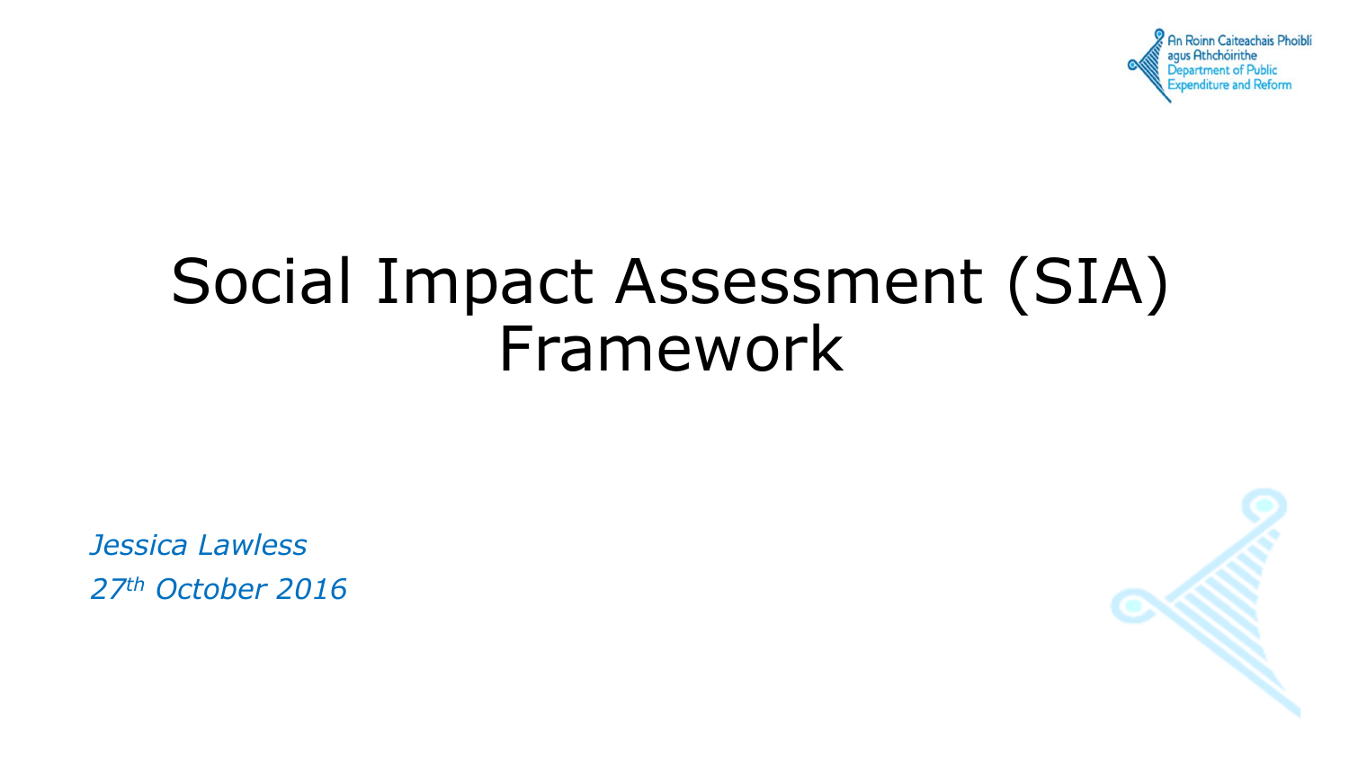An Roinn Caiteachais Phoiblí agus Athchóirithe
Department of Public Expenditure and Reform

# Social Impact Assessment (SIA) Framework

*Jessica Lawless*

*27th October 2016*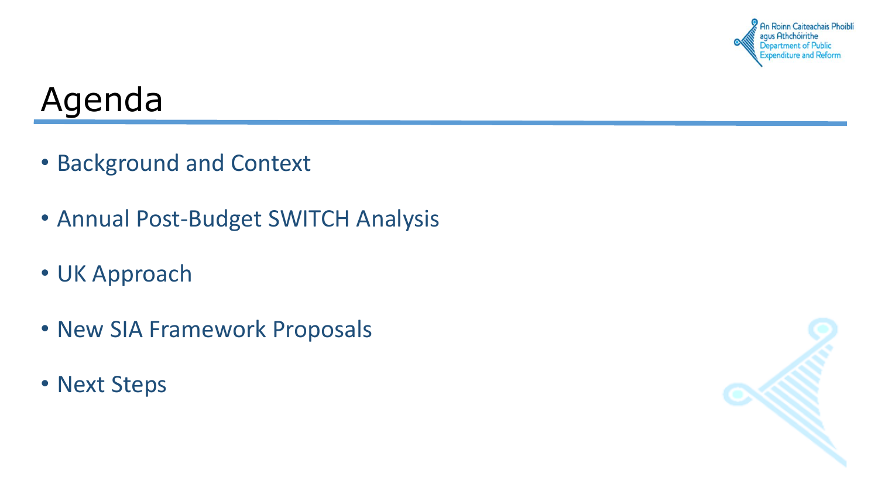# Agenda

- Background and Context
- Annual Post-Budget SWITCH Analysis
- UK Approach
- New SIA Framework Proposals
- Next Steps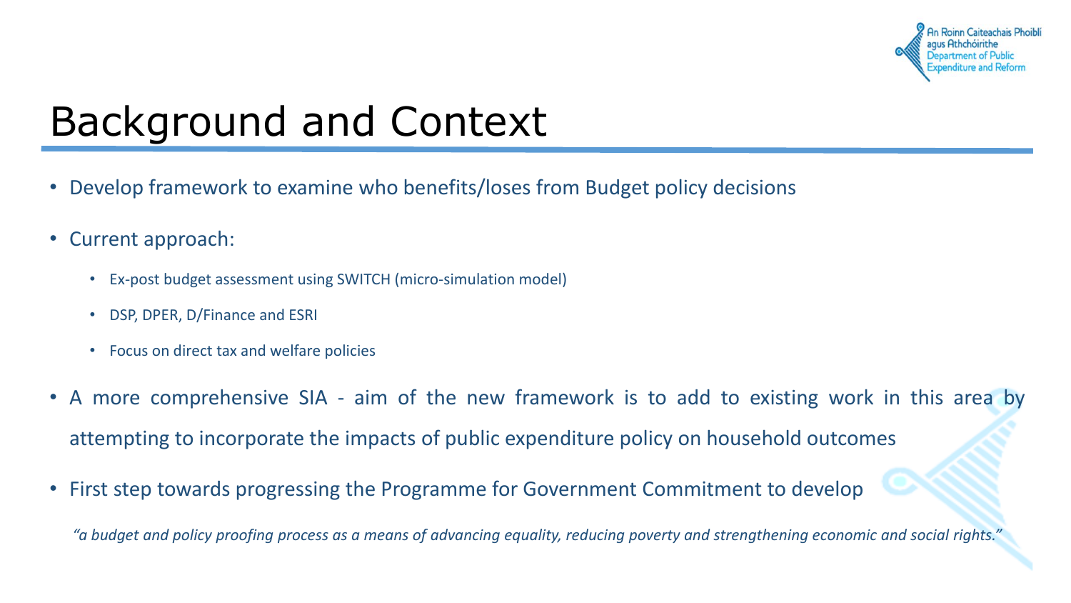# Background and Context

- Develop framework to examine who benefits/loses from Budget policy decisions
- Current approach:
  - Ex-post budget assessment using SWITCH (micro-simulation model)
  - DSP, DPER, D/Finance and ESRI
  - Focus on direct tax and welfare policies
- A more comprehensive SIA - aim of the new framework is to add to existing work in this area by attempting to incorporate the impacts of public expenditure policy on household outcomes
- First step towards progressing the Programme for Government Commitment to develop

  *"a budget and policy proofing process as a means of advancing equality, reducing poverty and strengthening economic and social rights."*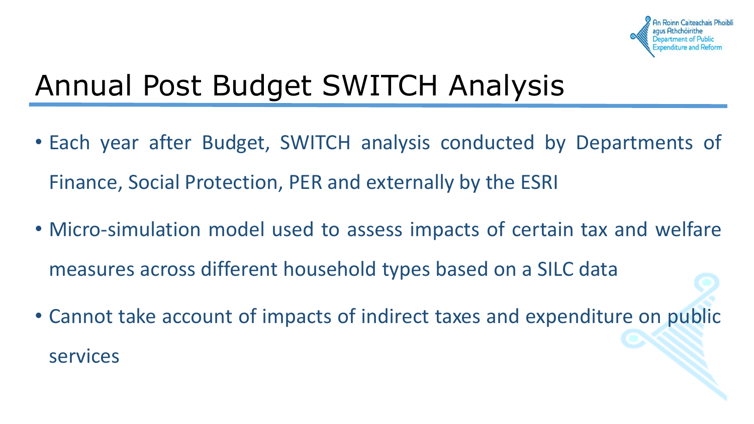# Annual Post Budget SWITCH Analysis

- Each year after Budget, SWITCH analysis conducted by Departments of Finance, Social Protection, PER and externally by the ESRI
- Micro-simulation model used to assess impacts of certain tax and welfare measures across different household types based on a SILC data
- Cannot take account of impacts of indirect taxes and expenditure on public services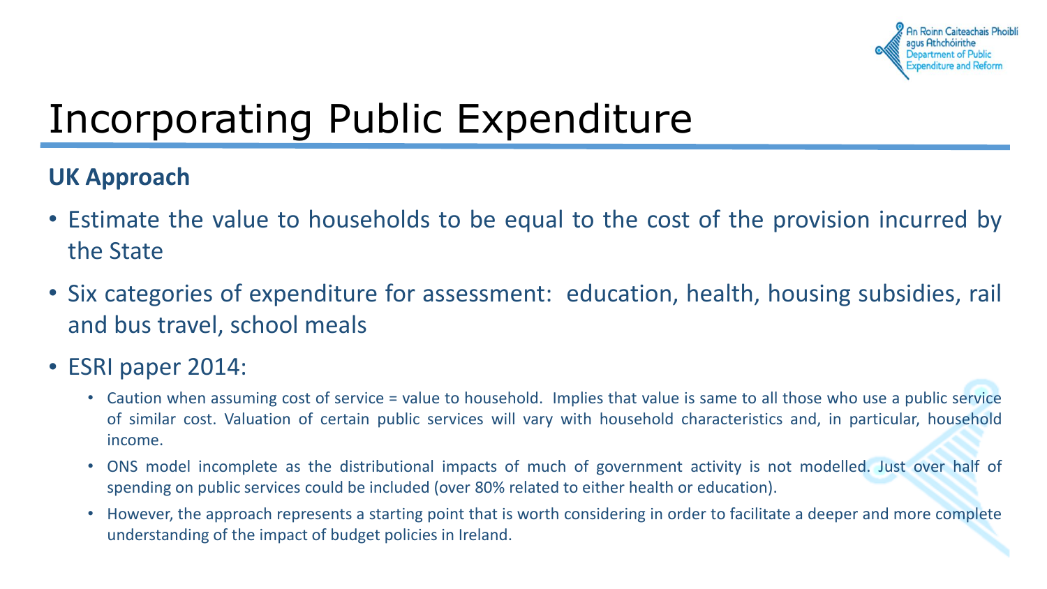# Incorporating Public Expenditure

**UK Approach**

- Estimate the value to households to be equal to the cost of the provision incurred by the State
- Six categories of expenditure for assessment: education, health, housing subsidies, rail and bus travel, school meals
- ESRI paper 2014:
  - Caution when assuming cost of service = value to household. Implies that value is same to all those who use a public service of similar cost. Valuation of certain public services will vary with household characteristics and, in particular, household income.
  - ONS model incomplete as the distributional impacts of much of government activity is not modelled. Just over half of spending on public services could be included (over 80% related to either health or education).
  - However, the approach represents a starting point that is worth considering in order to facilitate a deeper and more complete understanding of the impact of budget policies in Ireland.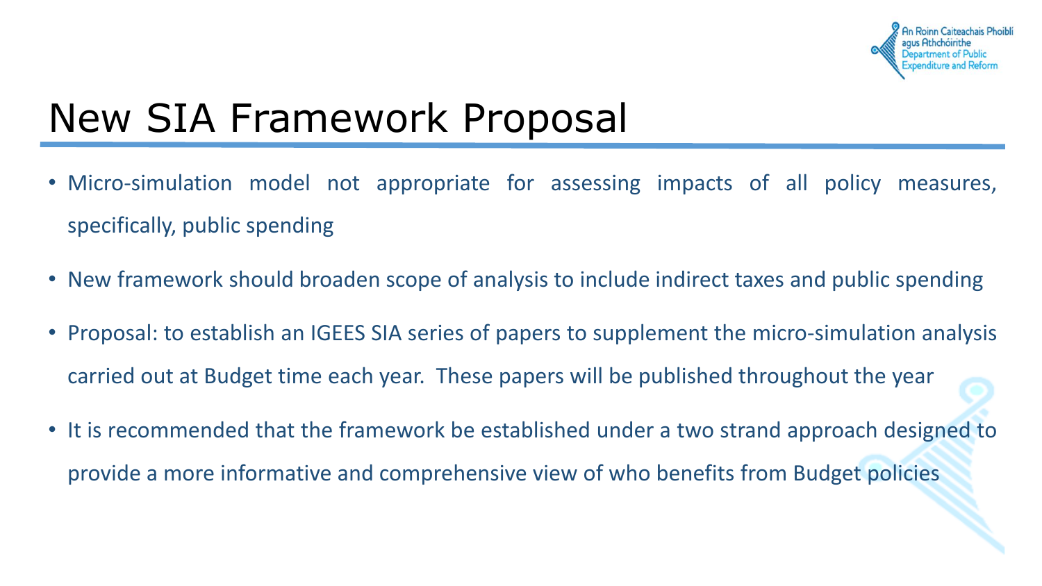# New SIA Framework Proposal

- Micro-simulation model not appropriate for assessing impacts of all policy measures, specifically, public spending
- New framework should broaden scope of analysis to include indirect taxes and public spending
- Proposal: to establish an IGEES SIA series of papers to supplement the micro-simulation analysis carried out at Budget time each year. These papers will be published throughout the year
- It is recommended that the framework be established under a two strand approach designed to provide a more informative and comprehensive view of who benefits from Budget policies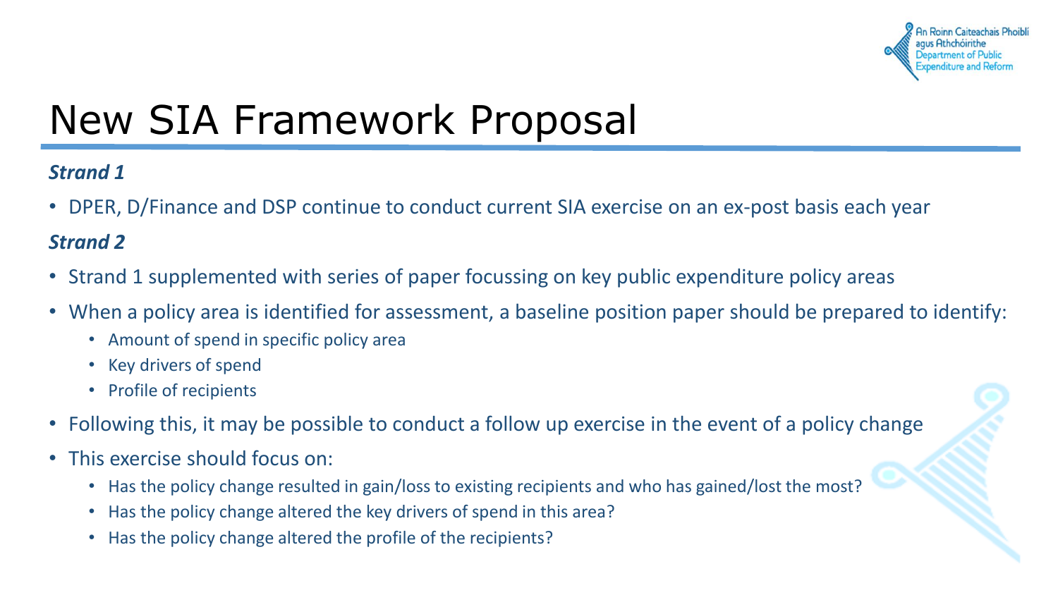# New SIA Framework Proposal

***Strand 1***

- DPER, D/Finance and DSP continue to conduct current SIA exercise on an ex-post basis each year

***Strand 2***

- Strand 1 supplemented with series of paper focussing on key public expenditure policy areas
- When a policy area is identified for assessment, a baseline position paper should be prepared to identify:
  - Amount of spend in specific policy area
  - Key drivers of spend
  - Profile of recipients
- Following this, it may be possible to conduct a follow up exercise in the event of a policy change
- This exercise should focus on:
  - Has the policy change resulted in gain/loss to existing recipients and who has gained/lost the most?
  - Has the policy change altered the key drivers of spend in this area?
  - Has the policy change altered the profile of the recipients?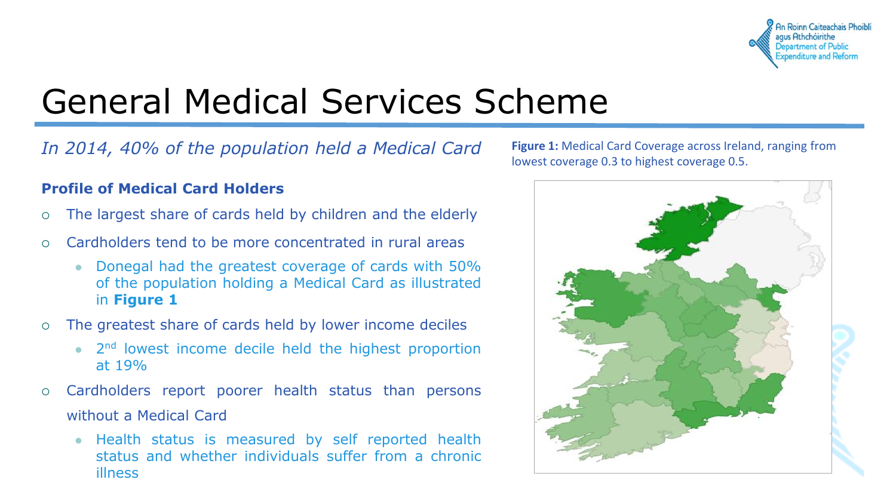# General Medical Services Scheme

*In 2014, 40% of the population held a Medical Card*

**Profile of Medical Card Holders**

- The largest share of cards held by children and the elderly
- Cardholders tend to be more concentrated in rural areas
  - Donegal had the greatest coverage of cards with 50% of the population holding a Medical Card as illustrated in **Figure 1**
- The greatest share of cards held by lower income deciles
  - $2^{nd}$ lowest income decile held the highest proportion at 19%
- Cardholders report poorer health status than persons without a Medical Card
  - Health status is measured by self reported health status and whether individuals suffer from a chronic illness

**Figure 1:** Medical Card Coverage across Ireland, ranging from lowest coverage 0.3 to highest coverage 0.5.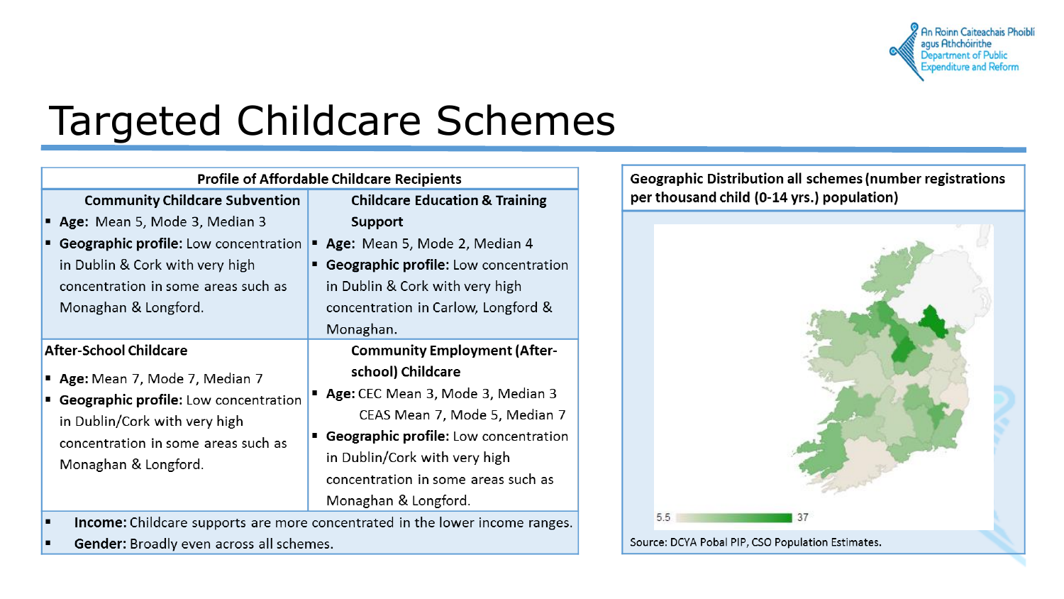# Targeted Childcare Schemes

| Profile of Affordable Childcare Recipients | |
|---|---|
| **Community Childcare Subvention**<br>▪ **Age:** Mean 5, Mode 3, Median 3<br>▪ **Geographic profile:** Low concentration in Dublin & Cork with very high concentration in some areas such as Monaghan & Longford. | **Childcare Education & Training Support**<br>▪ **Age:** Mean 5, Mode 2, Median 4<br>▪ **Geographic profile:** Low concentration in Dublin & Cork with very high concentration in Carlow, Longford & Monaghan. |
| **After-School Childcare**<br>▪ **Age:** Mean 7, Mode 7, Median 7<br>▪ **Geographic profile:** Low concentration in Dublin/Cork with very high concentration in some areas such as Monaghan & Longford. | **Community Employment (After-school) Childcare**<br>▪ **Age:** CEC Mean 3, Mode 3, Median 3<br>CEAS Mean 7, Mode 5, Median 7<br>▪ **Geographic profile:** Low concentration in Dublin/Cork with very high concentration in some areas such as Monaghan & Longford. |
| ▪ **Income:** Childcare supports are more concentrated in the lower income ranges.<br>▪ **Gender:** Broadly even across all schemes. | |

**Geographic Distribution all schemes (number registrations per thousand child (0-14 yrs.) population)**

5.5 – 37

Source: DCYA Pobal PIP, CSO Population Estimates.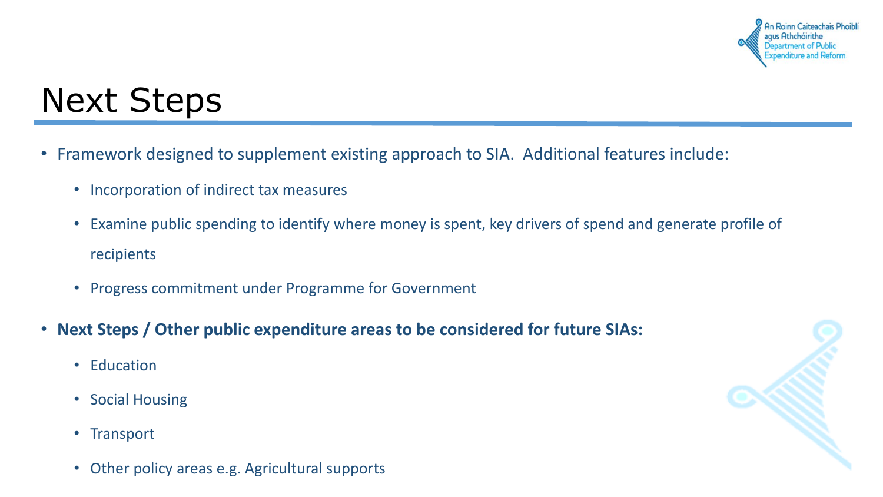# Next Steps

- Framework designed to supplement existing approach to SIA. Additional features include:
  - Incorporation of indirect tax measures
  - Examine public spending to identify where money is spent, key drivers of spend and generate profile of recipients
  - Progress commitment under Programme for Government
- **Next Steps / Other public expenditure areas to be considered for future SIAs:**
  - Education
  - Social Housing
  - Transport
  - Other policy areas e.g. Agricultural supports